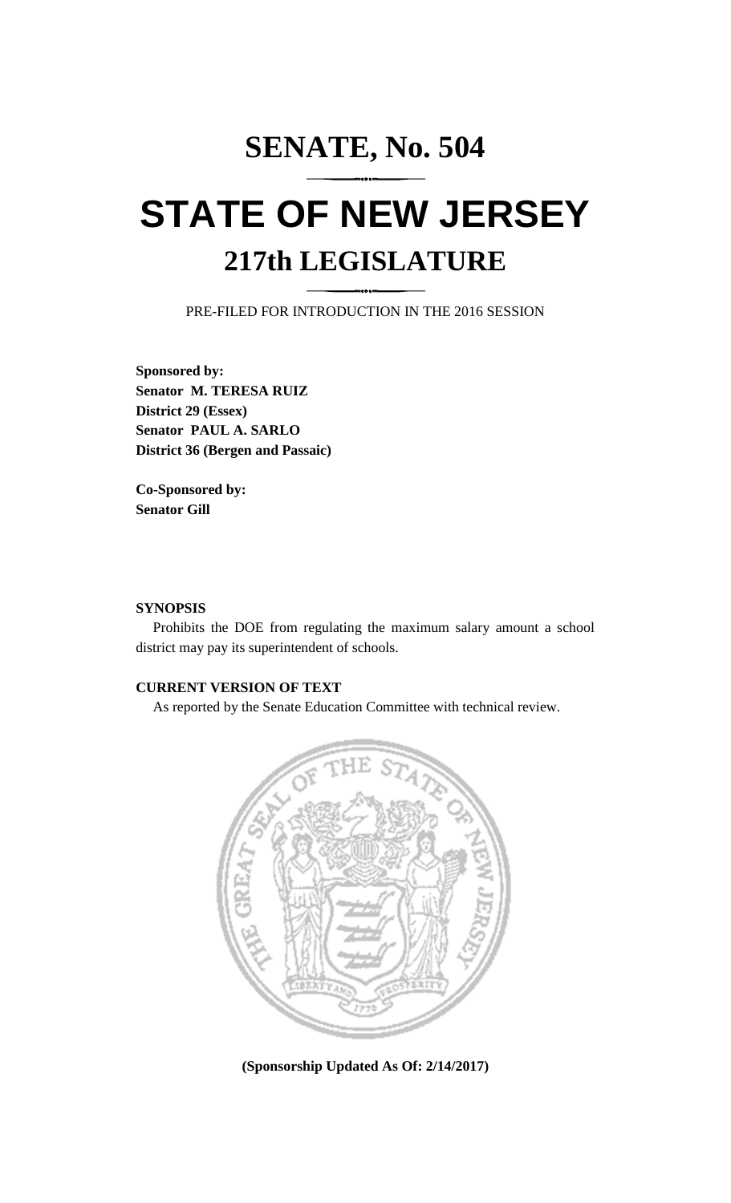# SENATE, No. 504

# STATE OF NEW JERSEY

## 217th LEGISLATURE

PRE-FILED FOR INTRODUCTION IN THE 2016 SESSION

**Sponsored by:**
**Senator M. TERESA RUIZ**
**District 29 (Essex)**
**Senator PAUL A. SARLO**
**District 36 (Bergen and Passaic)**

**Co-Sponsored by:**
**Senator Gill**

**SYNOPSIS**

Prohibits the DOE from regulating the maximum salary amount a school district may pay its superintendent of schools.

**CURRENT VERSION OF TEXT**

As reported by the Senate Education Committee with technical review.

**(Sponsorship Updated As Of: 2/14/2017)**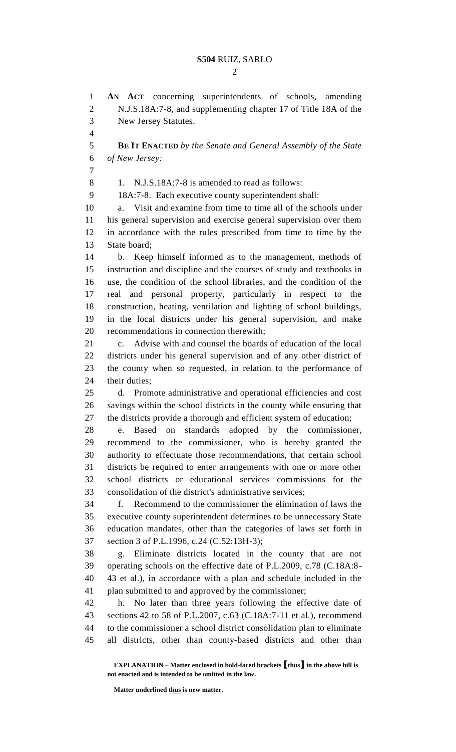**AN ACT** concerning superintendents of schools, amending N.J.S.18A:7-8, and supplementing chapter 17 of Title 18A of the New Jersey Statutes.

**BE IT ENACTED** *by the Senate and General Assembly of the State of New Jersey:*

1. N.J.S.18A:7-8 is amended to read as follows:

18A:7-8. Each executive county superintendent shall:

a. Visit and examine from time to time all of the schools under his general supervision and exercise general supervision over them in accordance with the rules prescribed from time to time by the State board;

b. Keep himself informed as to the management, methods of instruction and discipline and the courses of study and textbooks in use, the condition of the school libraries, and the condition of the real and personal property, particularly in respect to the construction, heating, ventilation and lighting of school buildings, in the local districts under his general supervision, and make recommendations in connection therewith;

c. Advise with and counsel the boards of education of the local districts under his general supervision and of any other district of the county when so requested, in relation to the performance of their duties;

d. Promote administrative and operational efficiencies and cost savings within the school districts in the county while ensuring that the districts provide a thorough and efficient system of education;

e. Based on standards adopted by the commissioner, recommend to the commissioner, who is hereby granted the authority to effectuate those recommendations, that certain school districts be required to enter arrangements with one or more other school districts or educational services commissions for the consolidation of the district's administrative services;

f. Recommend to the commissioner the elimination of laws the executive county superintendent determines to be unnecessary State education mandates, other than the categories of laws set forth in section 3 of P.L.1996, c.24 (C.52:13H-3);

g. Eliminate districts located in the county that are not operating schools on the effective date of P.L.2009, c.78 (C.18A:8-43 et al.), in accordance with a plan and schedule included in the plan submitted to and approved by the commissioner;

h. No later than three years following the effective date of sections 42 to 58 of P.L.2007, c.63 (C.18A:7-11 et al.), recommend to the commissioner a school district consolidation plan to eliminate all districts, other than county-based districts and other than

**EXPLANATION – Matter enclosed in bold-faced brackets [thus] in the above bill is not enacted and is intended to be omitted in the law.**

**Matter underlined thus is new matter.**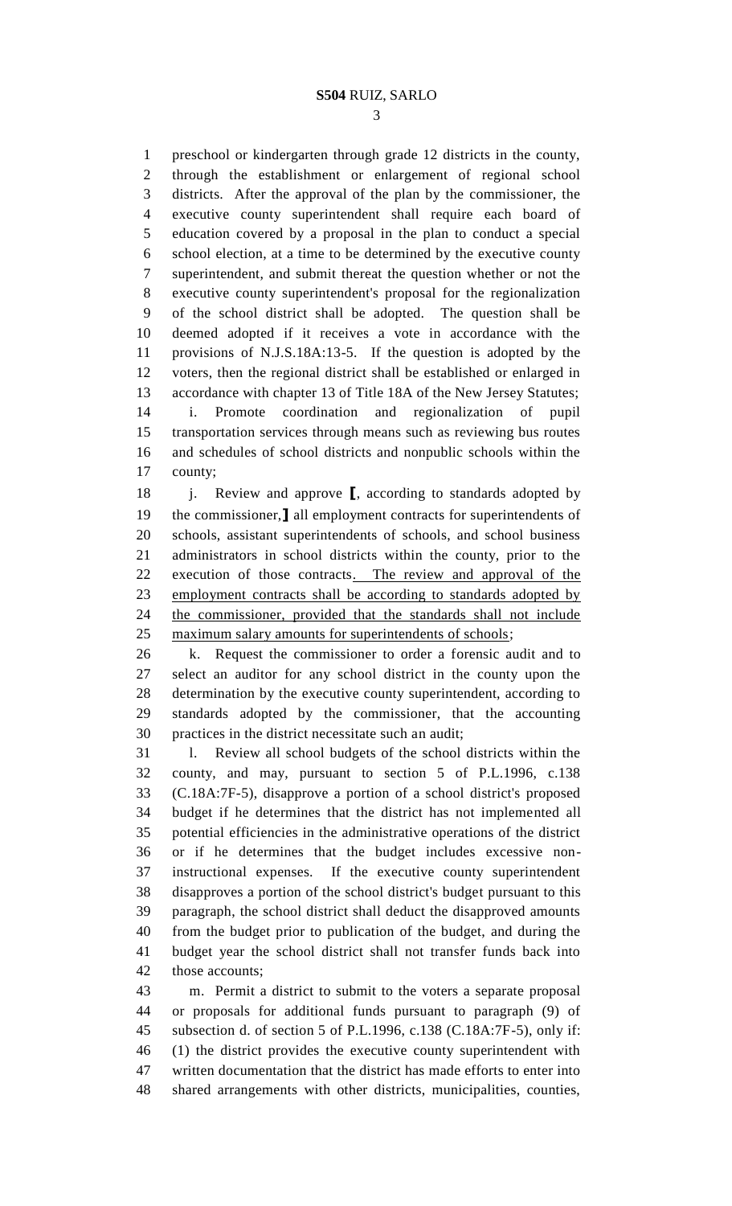preschool or kindergarten through grade 12 districts in the county, through the establishment or enlargement of regional school districts. After the approval of the plan by the commissioner, the executive county superintendent shall require each board of education covered by a proposal in the plan to conduct a special school election, at a time to be determined by the executive county superintendent, and submit thereat the question whether or not the executive county superintendent's proposal for the regionalization of the school district shall be adopted. The question shall be deemed adopted if it receives a vote in accordance with the provisions of N.J.S.18A:13-5. If the question is adopted by the voters, then the regional district shall be established or enlarged in accordance with chapter 13 of Title 18A of the New Jersey Statutes;

i. Promote coordination and regionalization of pupil transportation services through means such as reviewing bus routes and schedules of school districts and nonpublic schools within the county;

j. Review and approve ⟦, according to standards adopted by the commissioner,⟧ all employment contracts for superintendents of schools, assistant superintendents of schools, and school business administrators in school districts within the county, prior to the execution of those contracts<u>. The review and approval of the employment contracts shall be according to standards adopted by the commissioner, provided that the standards shall not include maximum salary amounts for superintendents of schools</u>;

k. Request the commissioner to order a forensic audit and to select an auditor for any school district in the county upon the determination by the executive county superintendent, according to standards adopted by the commissioner, that the accounting practices in the district necessitate such an audit;

l. Review all school budgets of the school districts within the county, and may, pursuant to section 5 of P.L.1996, c.138 (C.18A:7F-5), disapprove a portion of a school district's proposed budget if he determines that the district has not implemented all potential efficiencies in the administrative operations of the district or if he determines that the budget includes excessive non-instructional expenses. If the executive county superintendent disapproves a portion of the school district's budget pursuant to this paragraph, the school district shall deduct the disapproved amounts from the budget prior to publication of the budget, and during the budget year the school district shall not transfer funds back into those accounts;

m. Permit a district to submit to the voters a separate proposal or proposals for additional funds pursuant to paragraph (9) of subsection d. of section 5 of P.L.1996, c.138 (C.18A:7F-5), only if: (1) the district provides the executive county superintendent with written documentation that the district has made efforts to enter into shared arrangements with other districts, municipalities, counties,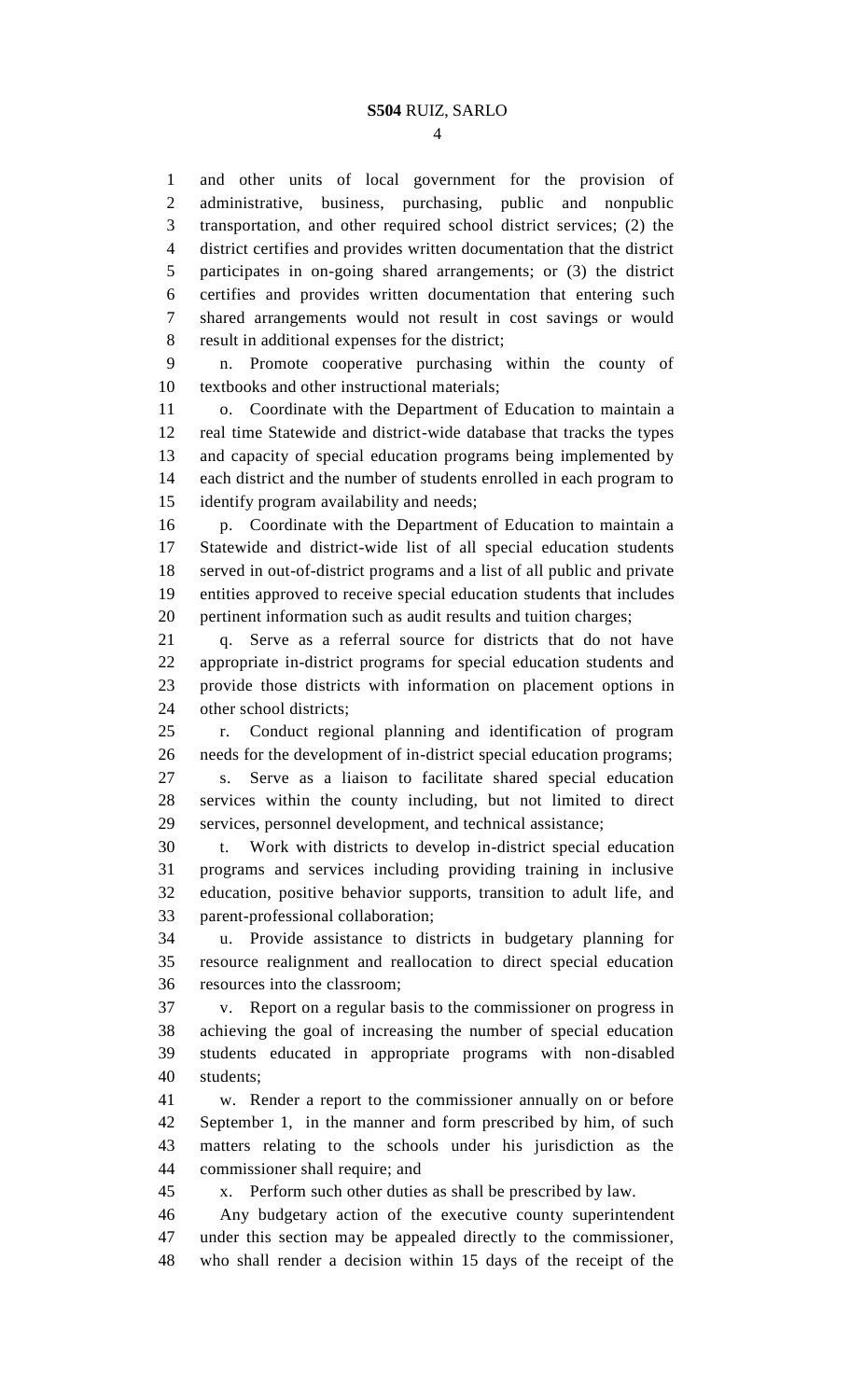and other units of local government for the provision of administrative, business, purchasing, public and nonpublic transportation, and other required school district services; (2) the district certifies and provides written documentation that the district participates in on-going shared arrangements; or (3) the district certifies and provides written documentation that entering such shared arrangements would not result in cost savings or would result in additional expenses for the district;

n. Promote cooperative purchasing within the county of textbooks and other instructional materials;

o. Coordinate with the Department of Education to maintain a real time Statewide and district-wide database that tracks the types and capacity of special education programs being implemented by each district and the number of students enrolled in each program to identify program availability and needs;

p. Coordinate with the Department of Education to maintain a Statewide and district-wide list of all special education students served in out-of-district programs and a list of all public and private entities approved to receive special education students that includes pertinent information such as audit results and tuition charges;

q. Serve as a referral source for districts that do not have appropriate in-district programs for special education students and provide those districts with information on placement options in other school districts;

r. Conduct regional planning and identification of program needs for the development of in-district special education programs;

s. Serve as a liaison to facilitate shared special education services within the county including, but not limited to direct services, personnel development, and technical assistance;

t. Work with districts to develop in-district special education programs and services including providing training in inclusive education, positive behavior supports, transition to adult life, and parent-professional collaboration;

u. Provide assistance to districts in budgetary planning for resource realignment and reallocation to direct special education resources into the classroom;

v. Report on a regular basis to the commissioner on progress in achieving the goal of increasing the number of special education students educated in appropriate programs with non-disabled students;

w. Render a report to the commissioner annually on or before September 1, in the manner and form prescribed by him, of such matters relating to the schools under his jurisdiction as the commissioner shall require; and

x. Perform such other duties as shall be prescribed by law.

Any budgetary action of the executive county superintendent under this section may be appealed directly to the commissioner, who shall render a decision within 15 days of the receipt of the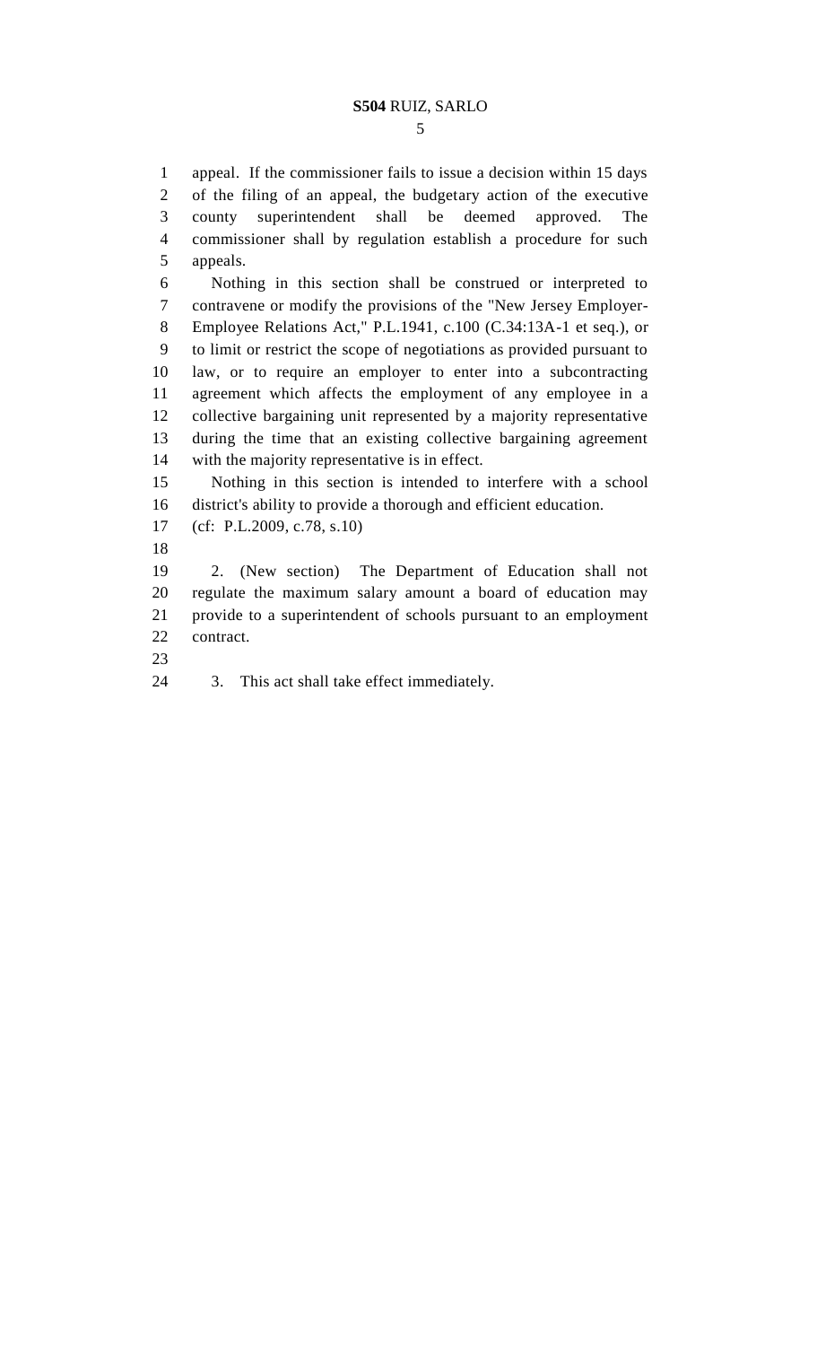appeal. If the commissioner fails to issue a decision within 15 days of the filing of an appeal, the budgetary action of the executive county superintendent shall be deemed approved. The commissioner shall by regulation establish a procedure for such appeals.

Nothing in this section shall be construed or interpreted to contravene or modify the provisions of the "New Jersey Employer-Employee Relations Act," P.L.1941, c.100 (C.34:13A-1 et seq.), or to limit or restrict the scope of negotiations as provided pursuant to law, or to require an employer to enter into a subcontracting agreement which affects the employment of any employee in a collective bargaining unit represented by a majority representative during the time that an existing collective bargaining agreement with the majority representative is in effect.

Nothing in this section is intended to interfere with a school district's ability to provide a thorough and efficient education.

(cf: P.L.2009, c.78, s.10)

2. (New section) The Department of Education shall not regulate the maximum salary amount a board of education may provide to a superintendent of schools pursuant to an employment contract.

3. This act shall take effect immediately.